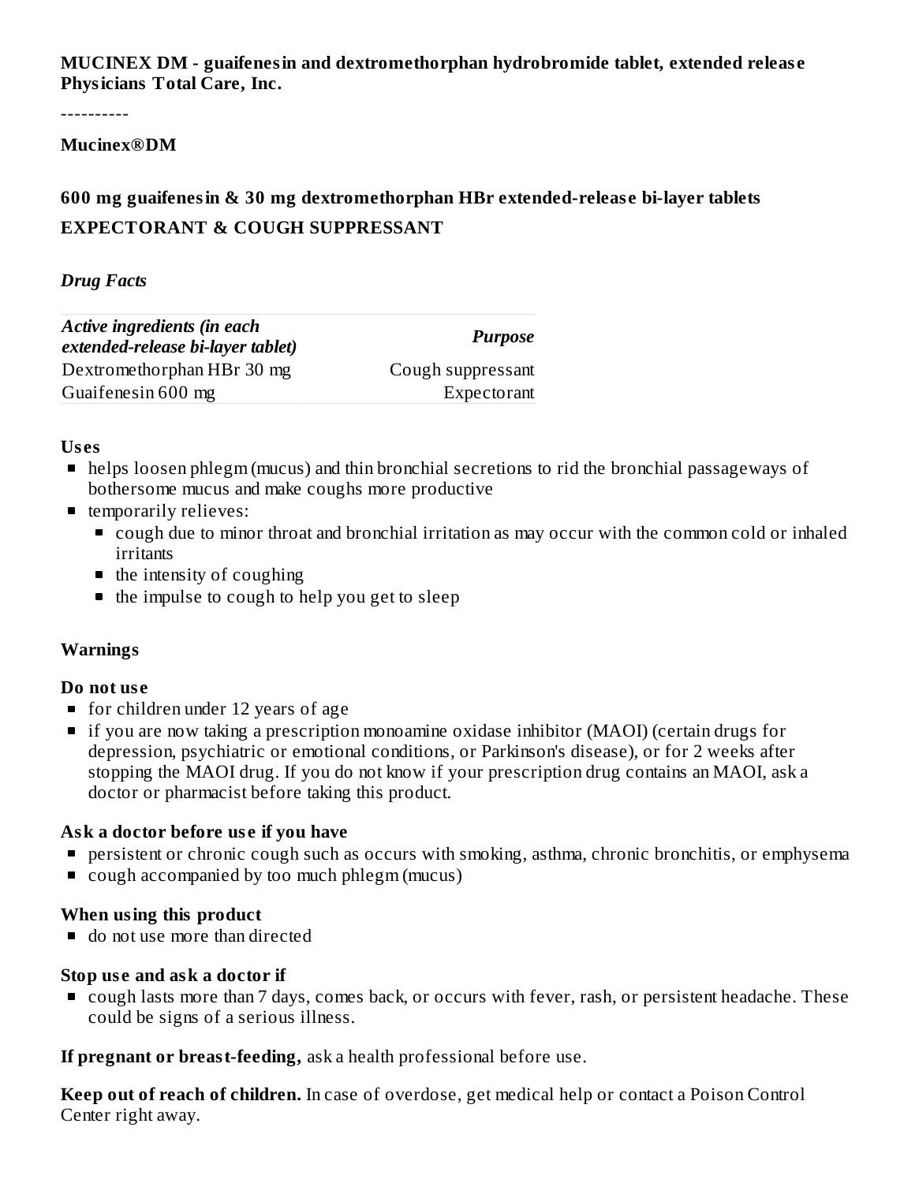**MUCINEX DM - guaifenesin and dextromethorphan hydrobromide tablet, extended release**
**Physicians Total Care, Inc.**

----------

**Mucinex®DM**

## 600 mg guaifenesin & 30 mg dextromethorphan HBr extended-release bi-layer tablets

## EXPECTORANT & COUGH SUPPRESSANT

***Drug Facts***

| *Active ingredients (in each extended-release bi-layer tablet)* | *Purpose* |
| --- | --- |
| Dextromethorphan HBr 30 mg | Cough suppressant |
| Guaifenesin 600 mg | Expectorant |

### Uses

- helps loosen phlegm (mucus) and thin bronchial secretions to rid the bronchial passageways of bothersome mucus and make coughs more productive
- temporarily relieves:
  - cough due to minor throat and bronchial irritation as may occur with the common cold or inhaled irritants
  - the intensity of coughing
  - the impulse to cough to help you get to sleep

### Warnings

**Do not use**

- for children under 12 years of age
- if you are now taking a prescription monoamine oxidase inhibitor (MAOI) (certain drugs for depression, psychiatric or emotional conditions, or Parkinson's disease), or for 2 weeks after stopping the MAOI drug. If you do not know if your prescription drug contains an MAOI, ask a doctor or pharmacist before taking this product.

**Ask a doctor before use if you have**

- persistent or chronic cough such as occurs with smoking, asthma, chronic bronchitis, or emphysema
- cough accompanied by too much phlegm (mucus)

**When using this product**

- do not use more than directed

**Stop use and ask a doctor if**

- cough lasts more than 7 days, comes back, or occurs with fever, rash, or persistent headache. These could be signs of a serious illness.

**If pregnant or breast-feeding,** ask a health professional before use.

**Keep out of reach of children.** In case of overdose, get medical help or contact a Poison Control Center right away.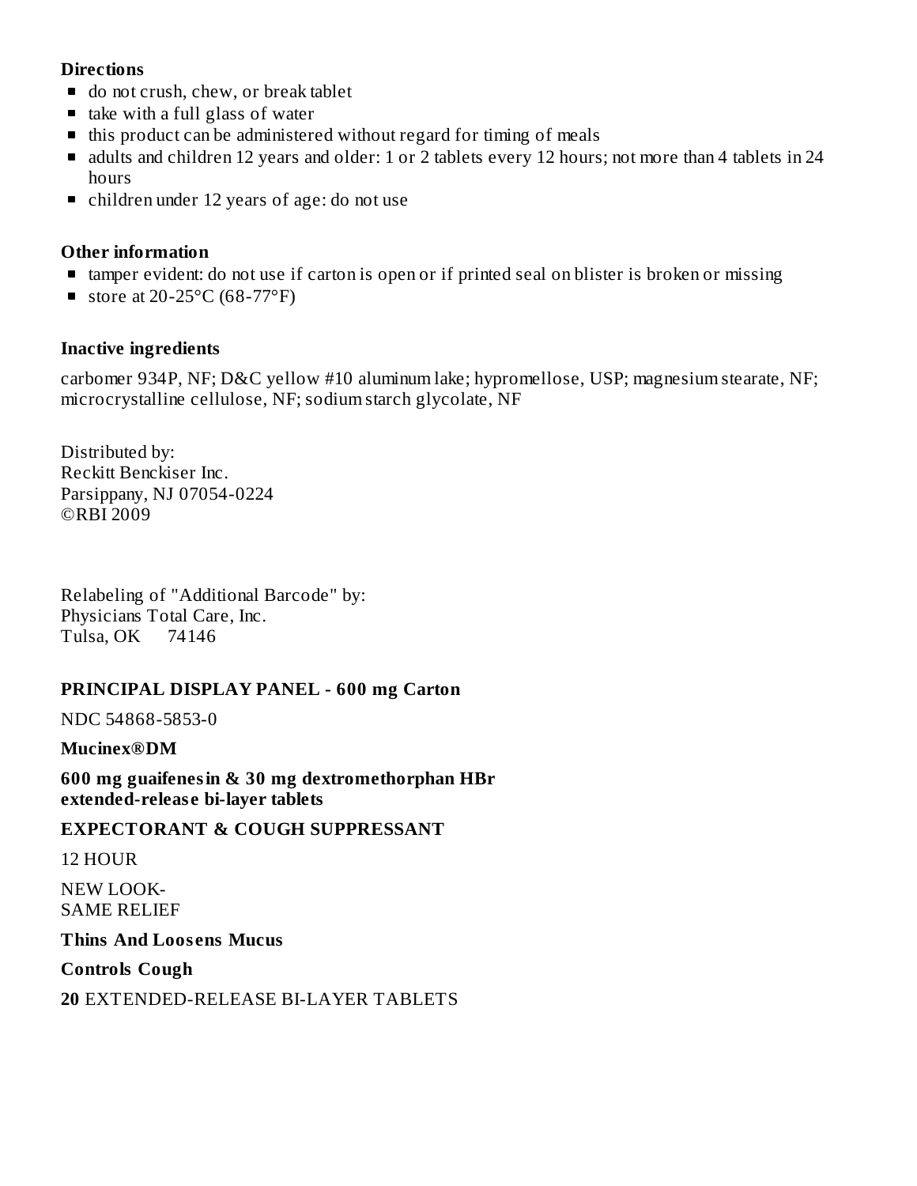**Directions**

- do not crush, chew, or break tablet
- take with a full glass of water
- this product can be administered without regard for timing of meals
- adults and children 12 years and older: 1 or 2 tablets every 12 hours; not more than 4 tablets in 24 hours
- children under 12 years of age: do not use

**Other information**

- tamper evident: do not use if carton is open or if printed seal on blister is broken or missing
- store at 20-25°C (68-77°F)

**Inactive ingredients**

carbomer 934P, NF; D&C yellow #10 aluminum lake; hypromellose, USP; magnesium stearate, NF; microcrystalline cellulose, NF; sodium starch glycolate, NF

Distributed by:
Reckitt Benckiser Inc.
Parsippany, NJ 07054-0224
©RBI 2009

Relabeling of "Additional Barcode" by:
Physicians Total Care, Inc.
Tulsa, OK 74146

**PRINCIPAL DISPLAY PANEL - 600 mg Carton**

NDC 54868-5853-0

**Mucinex®DM**

**600 mg guaifenesin & 30 mg dextromethorphan HBr extended-release bi-layer tablets**

**EXPECTORANT & COUGH SUPPRESSANT**

12 HOUR

NEW LOOK-
SAME RELIEF

**Thins And Loosens Mucus**

**Controls Cough**

**20** EXTENDED-RELEASE BI-LAYER TABLETS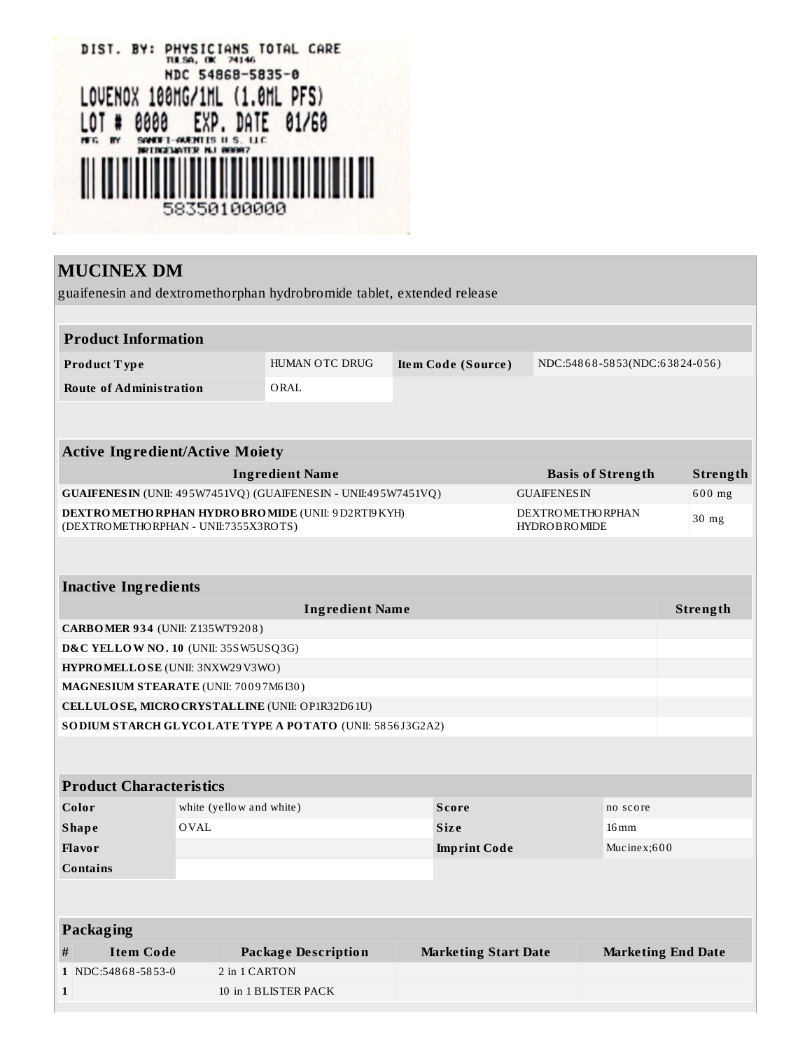DIST. BY: PHYSICIANS TOTAL CARE
TULSA, OK 74146
NDC 54868-5835-0
LOVENOX 100MG/1ML (1.0ML PFS)
LOT # 0000 EXP. DATE 01/60
MFG. BY SANOFI-AVENTIS U.S. LLC
BRIDGEWATER NJ 08807
58350100000

# MUCINEX DM

guaifenesin and dextromethorphan hydrobromide tablet, extended release

## Product Information

| Product Type | HUMAN OTC DRUG | Item Code (Source) | NDC:54868-5853(NDC:63824-056) |
|---|---|---|---|
| Route of Administration | ORAL | | |

## Active Ingredient/Active Moiety

| Ingredient Name | Basis of Strength | Strength |
|---|---|---|
| **GUAIFENESIN** (UNII: 495W7451VQ) (GUAIFENESIN - UNII:495W7451VQ) | GUAIFENESIN | 600 mg |
| **DEXTROMETHORPHAN HYDROBROMIDE** (UNII: 9D2RTI9KYH) (DEXTROMETHORPHAN - UNII:7355X3ROTS) | DEXTROMETHORPHAN HYDROBROMIDE | 30 mg |

## Inactive Ingredients

| Ingredient Name | Strength |
|---|---|
| **CARBOMER 934** (UNII: Z135WT9208) | |
| **D&C YELLOW NO. 10** (UNII: 35SW5USQ3G) | |
| **HYPROMELLOSE** (UNII: 3NXW29V3WO) | |
| **MAGNESIUM STEARATE** (UNII: 70097M6I30) | |
| **CELLULOSE, MICROCRYSTALLINE** (UNII: OP1R32D61U) | |
| **SODIUM STARCH GLYCOLATE TYPE A POTATO** (UNII: 5856J3G2A2) | |

## Product Characteristics

| Color | white (yellow and white) | Score | no score |
|---|---|---|---|
| Shape | OVAL | Size | 16mm |
| Flavor | | Imprint Code | Mucinex;600 |
| Contains | | | |

## Packaging

| # | Item Code | Package Description | Marketing Start Date | Marketing End Date |
|---|---|---|---|---|
| 1 | NDC:54868-5853-0 | 2 in 1 CARTON | | |
| 1 | | 10 in 1 BLISTER PACK | | |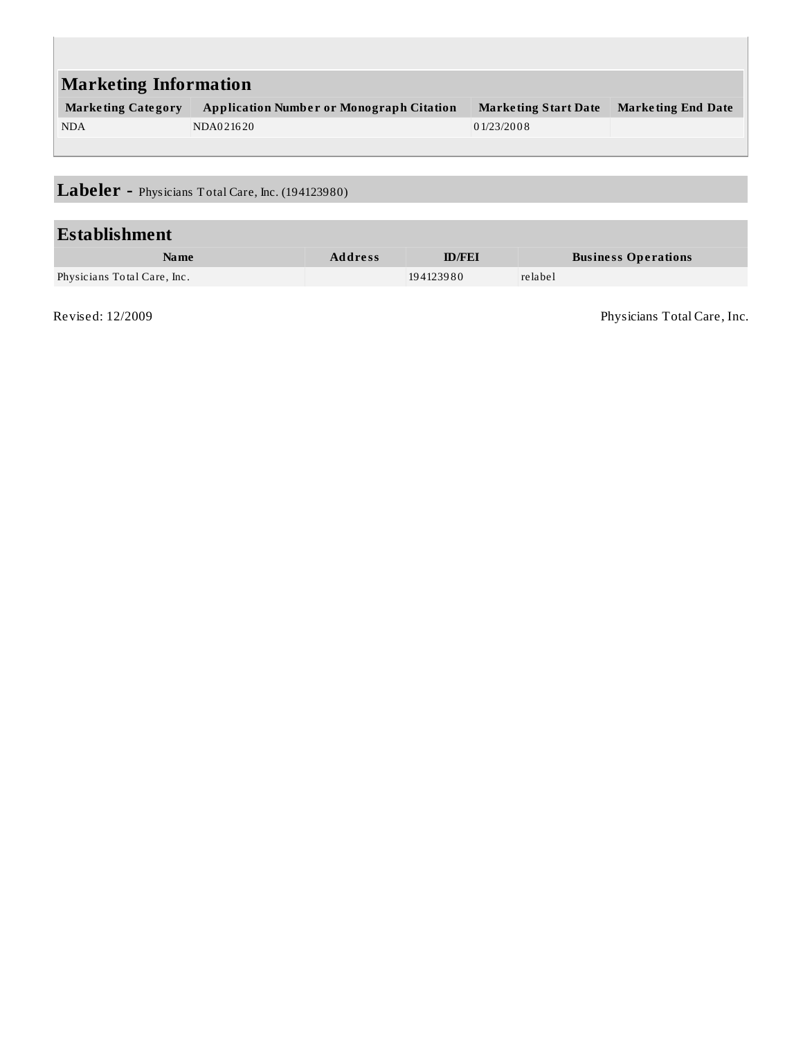## Marketing Information

| Marketing Category | Application Number or Monograph Citation | Marketing Start Date | Marketing End Date |
|---|---|---|---|
| NDA | NDA021620 | 01/23/2008 | |

## Labeler - Physicians Total Care, Inc. (194123980)

## Establishment

| Name | Address | ID/FEI | Business Operations |
|---|---|---|---|
| Physicians Total Care, Inc. | | 194123980 | relabel |

Revised: 12/2009

Physicians Total Care, Inc.